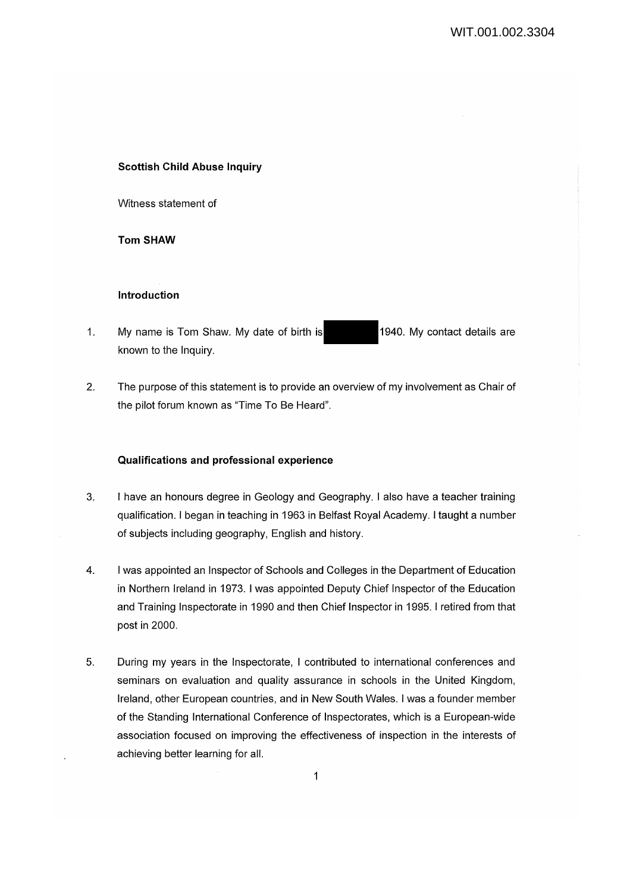**Scottish Child Abuse Inquiry**

Witness statement of

**Tom SHAW**

**Introduction**

1. My name is Tom Shaw. My date of birth is ████ 1940. My contact details are known to the Inquiry.

2. The purpose of this statement is to provide an overview of my involvement as Chair of the pilot forum known as "Time To Be Heard".

**Qualifications and professional experience**

3. I have an honours degree in Geology and Geography. I also have a teacher training qualification. I began in teaching in 1963 in Belfast Royal Academy. I taught a number of subjects including geography, English and history.

4. I was appointed an Inspector of Schools and Colleges in the Department of Education in Northern Ireland in 1973. I was appointed Deputy Chief Inspector of the Education and Training Inspectorate in 1990 and then Chief Inspector in 1995. I retired from that post in 2000.

5. During my years in the Inspectorate, I contributed to international conferences and seminars on evaluation and quality assurance in schools in the United Kingdom, Ireland, other European countries, and in New South Wales. I was a founder member of the Standing International Conference of Inspectorates, which is a European-wide association focused on improving the effectiveness of inspection in the interests of achieving better learning for all.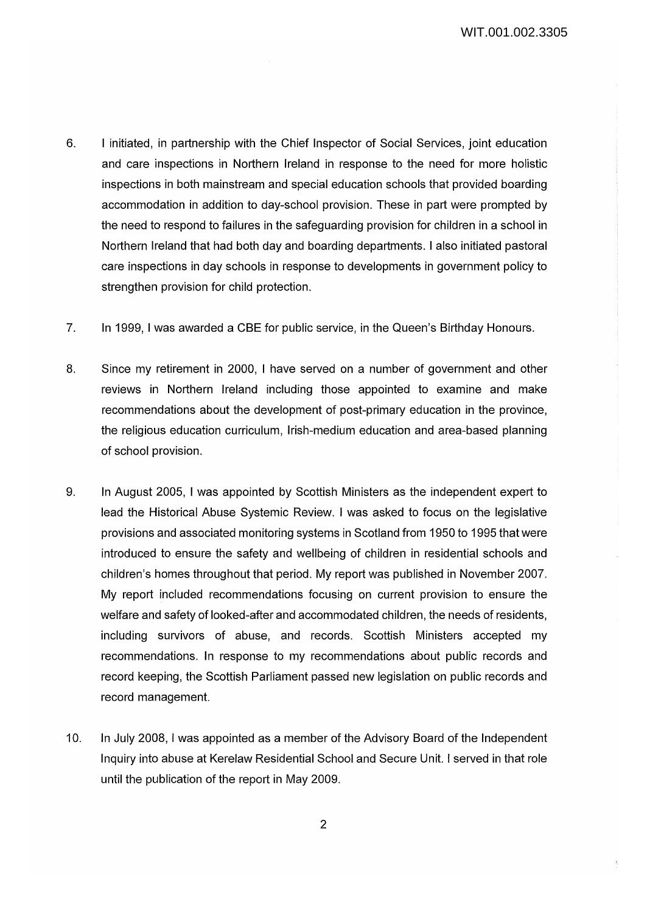6. I initiated, in partnership with the Chief Inspector of Social Services, joint education and care inspections in Northern Ireland in response to the need for more holistic inspections in both mainstream and special education schools that provided boarding accommodation in addition to day-school provision. These in part were prompted by the need to respond to failures in the safeguarding provision for children in a school in Northern Ireland that had both day and boarding departments. I also initiated pastoral care inspections in day schools in response to developments in government policy to strengthen provision for child protection.

7. In 1999, I was awarded a CBE for public service, in the Queen's Birthday Honours.

8. Since my retirement in 2000, I have served on a number of government and other reviews in Northern Ireland including those appointed to examine and make recommendations about the development of post-primary education in the province, the religious education curriculum, Irish-medium education and area-based planning of school provision.

9. In August 2005, I was appointed by Scottish Ministers as the independent expert to lead the Historical Abuse Systemic Review. I was asked to focus on the legislative provisions and associated monitoring systems in Scotland from 1950 to 1995 that were introduced to ensure the safety and wellbeing of children in residential schools and children's homes throughout that period. My report was published in November 2007. My report included recommendations focusing on current provision to ensure the welfare and safety of looked-after and accommodated children, the needs of residents, including survivors of abuse, and records. Scottish Ministers accepted my recommendations. In response to my recommendations about public records and record keeping, the Scottish Parliament passed new legislation on public records and record management.

10. In July 2008, I was appointed as a member of the Advisory Board of the Independent Inquiry into abuse at Kerelaw Residential School and Secure Unit. I served in that role until the publication of the report in May 2009.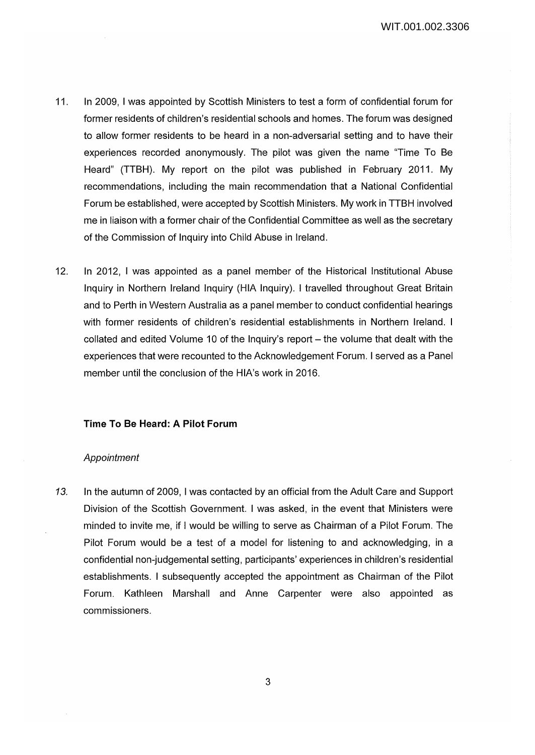11. In 2009, I was appointed by Scottish Ministers to test a form of confidential forum for former residents of children's residential schools and homes. The forum was designed to allow former residents to be heard in a non-adversarial setting and to have their experiences recorded anonymously. The pilot was given the name "Time To Be Heard" (TTBH). My report on the pilot was published in February 2011. My recommendations, including the main recommendation that a National Confidential Forum be established, were accepted by Scottish Ministers. My work in TTBH involved me in liaison with a former chair of the Confidential Committee as well as the secretary of the Commission of Inquiry into Child Abuse in Ireland.

12. In 2012, I was appointed as a panel member of the Historical Institutional Abuse Inquiry in Northern Ireland Inquiry (HIA Inquiry). I travelled throughout Great Britain and to Perth in Western Australia as a panel member to conduct confidential hearings with former residents of children's residential establishments in Northern Ireland. I collated and edited Volume 10 of the Inquiry's report – the volume that dealt with the experiences that were recounted to the Acknowledgement Forum. I served as a Panel member until the conclusion of the HIA's work in 2016.

**Time To Be Heard: A Pilot Forum**

*Appointment*

13. In the autumn of 2009, I was contacted by an official from the Adult Care and Support Division of the Scottish Government. I was asked, in the event that Ministers were minded to invite me, if I would be willing to serve as Chairman of a Pilot Forum. The Pilot Forum would be a test of a model for listening to and acknowledging, in a confidential non-judgemental setting, participants' experiences in children's residential establishments. I subsequently accepted the appointment as Chairman of the Pilot Forum. Kathleen Marshall and Anne Carpenter were also appointed as commissioners.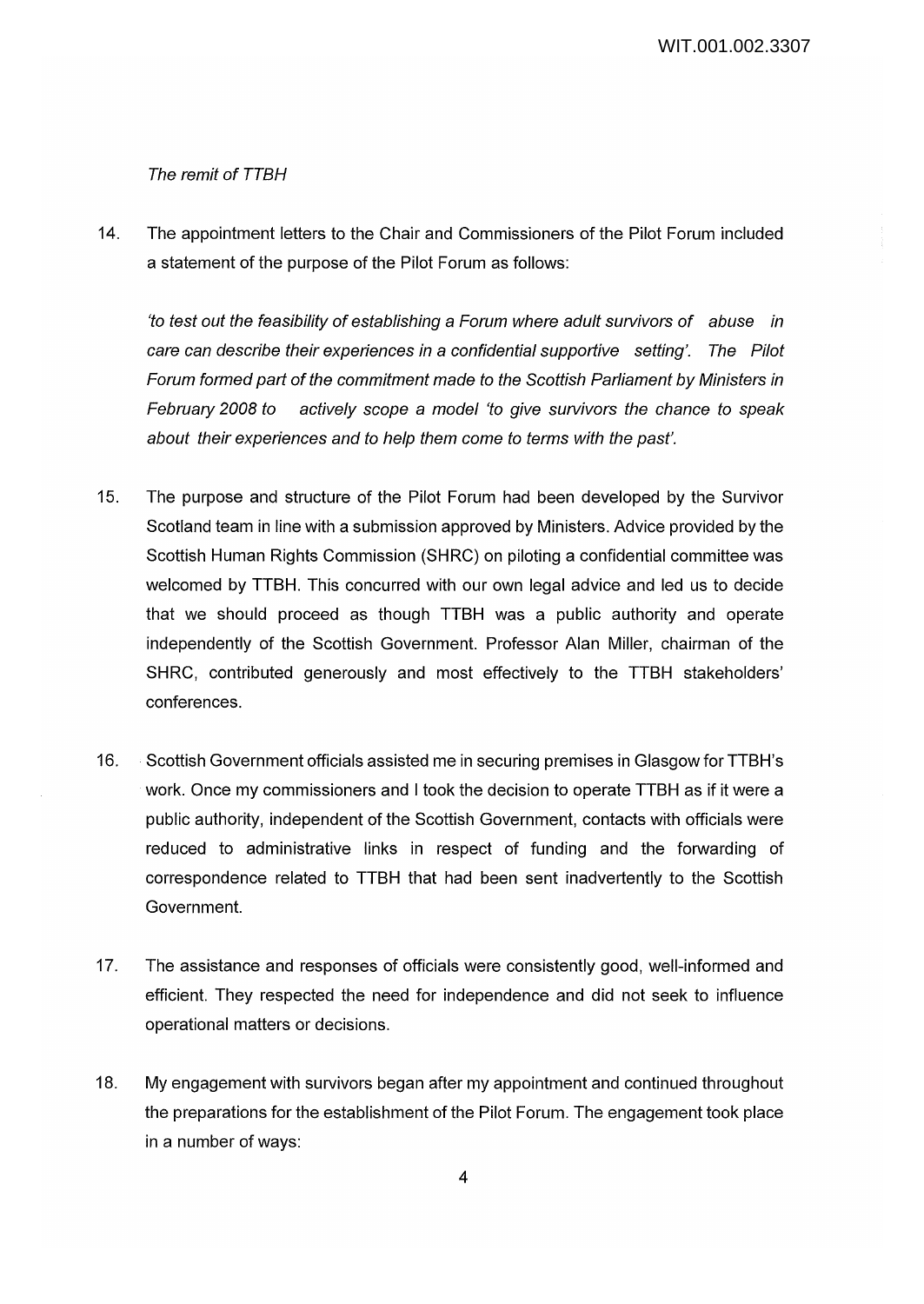*The remit of TTBH*

14. The appointment letters to the Chair and Commissioners of the Pilot Forum included a statement of the purpose of the Pilot Forum as follows:

    *'to test out the feasibility of establishing a Forum where adult survivors of abuse in care can describe their experiences in a confidential supportive setting'. The Pilot Forum formed part of the commitment made to the Scottish Parliament by Ministers in February 2008 to actively scope a model 'to give survivors the chance to speak about their experiences and to help them come to terms with the past'.*

15. The purpose and structure of the Pilot Forum had been developed by the Survivor Scotland team in line with a submission approved by Ministers. Advice provided by the Scottish Human Rights Commission (SHRC) on piloting a confidential committee was welcomed by TTBH. This concurred with our own legal advice and led us to decide that we should proceed as though TTBH was a public authority and operate independently of the Scottish Government. Professor Alan Miller, chairman of the SHRC, contributed generously and most effectively to the TTBH stakeholders' conferences.

16. Scottish Government officials assisted me in securing premises in Glasgow for TTBH's work. Once my commissioners and I took the decision to operate TTBH as if it were a public authority, independent of the Scottish Government, contacts with officials were reduced to administrative links in respect of funding and the forwarding of correspondence related to TTBH that had been sent inadvertently to the Scottish Government.

17. The assistance and responses of officials were consistently good, well-informed and efficient. They respected the need for independence and did not seek to influence operational matters or decisions.

18. My engagement with survivors began after my appointment and continued throughout the preparations for the establishment of the Pilot Forum. The engagement took place in a number of ways: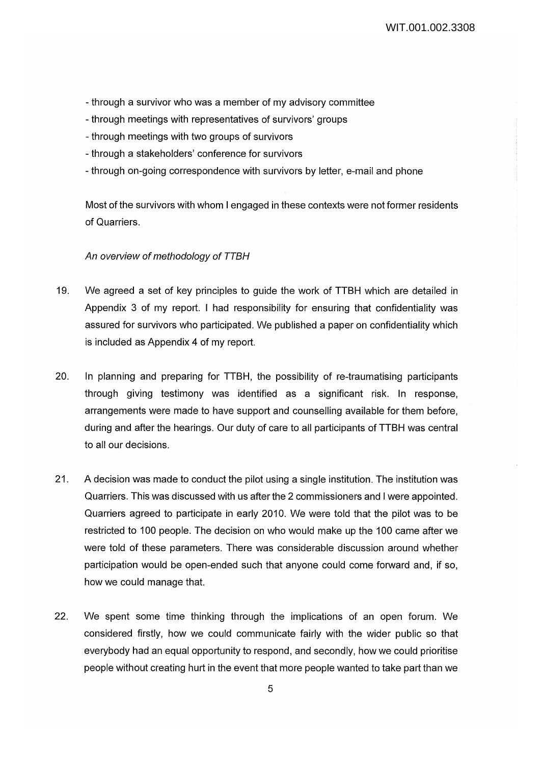- through a survivor who was a member of my advisory committee
- through meetings with representatives of survivors' groups
- through meetings with two groups of survivors
- through a stakeholders' conference for survivors
- through on-going correspondence with survivors by letter, e-mail and phone

Most of the survivors with whom I engaged in these contexts were not former residents of Quarriers.

*An overview of methodology of TTBH*

19. We agreed a set of key principles to guide the work of TTBH which are detailed in Appendix 3 of my report. I had responsibility for ensuring that confidentiality was assured for survivors who participated. We published a paper on confidentiality which is included as Appendix 4 of my report.

20. In planning and preparing for TTBH, the possibility of re-traumatising participants through giving testimony was identified as a significant risk. In response, arrangements were made to have support and counselling available for them before, during and after the hearings. Our duty of care to all participants of TTBH was central to all our decisions.

21. A decision was made to conduct the pilot using a single institution. The institution was Quarriers. This was discussed with us after the 2 commissioners and I were appointed. Quarriers agreed to participate in early 2010. We were told that the pilot was to be restricted to 100 people. The decision on who would make up the 100 came after we were told of these parameters. There was considerable discussion around whether participation would be open-ended such that anyone could come forward and, if so, how we could manage that.

22. We spent some time thinking through the implications of an open forum. We considered firstly, how we could communicate fairly with the wider public so that everybody had an equal opportunity to respond, and secondly, how we could prioritise people without creating hurt in the event that more people wanted to take part than we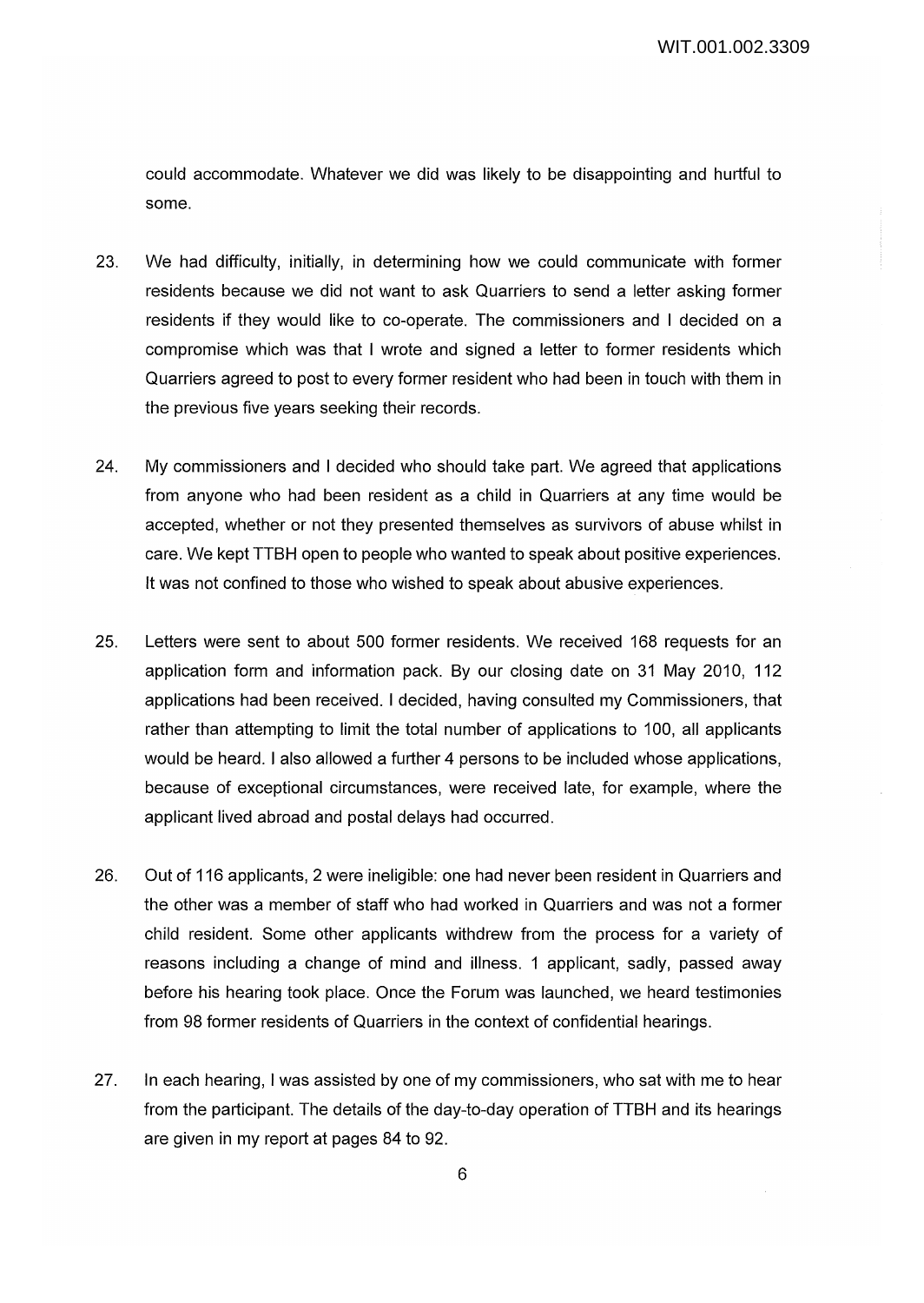could accommodate. Whatever we did was likely to be disappointing and hurtful to some.

23. We had difficulty, initially, in determining how we could communicate with former residents because we did not want to ask Quarriers to send a letter asking former residents if they would like to co-operate. The commissioners and I decided on a compromise which was that I wrote and signed a letter to former residents which Quarriers agreed to post to every former resident who had been in touch with them in the previous five years seeking their records.

24. My commissioners and I decided who should take part. We agreed that applications from anyone who had been resident as a child in Quarriers at any time would be accepted, whether or not they presented themselves as survivors of abuse whilst in care. We kept TTBH open to people who wanted to speak about positive experiences. It was not confined to those who wished to speak about abusive experiences.

25. Letters were sent to about 500 former residents. We received 168 requests for an application form and information pack. By our closing date on 31 May 2010, 112 applications had been received. I decided, having consulted my Commissioners, that rather than attempting to limit the total number of applications to 100, all applicants would be heard. I also allowed a further 4 persons to be included whose applications, because of exceptional circumstances, were received late, for example, where the applicant lived abroad and postal delays had occurred.

26. Out of 116 applicants, 2 were ineligible: one had never been resident in Quarriers and the other was a member of staff who had worked in Quarriers and was not a former child resident. Some other applicants withdrew from the process for a variety of reasons including a change of mind and illness. 1 applicant, sadly, passed away before his hearing took place. Once the Forum was launched, we heard testimonies from 98 former residents of Quarriers in the context of confidential hearings.

27. In each hearing, I was assisted by one of my commissioners, who sat with me to hear from the participant. The details of the day-to-day operation of TTBH and its hearings are given in my report at pages 84 to 92.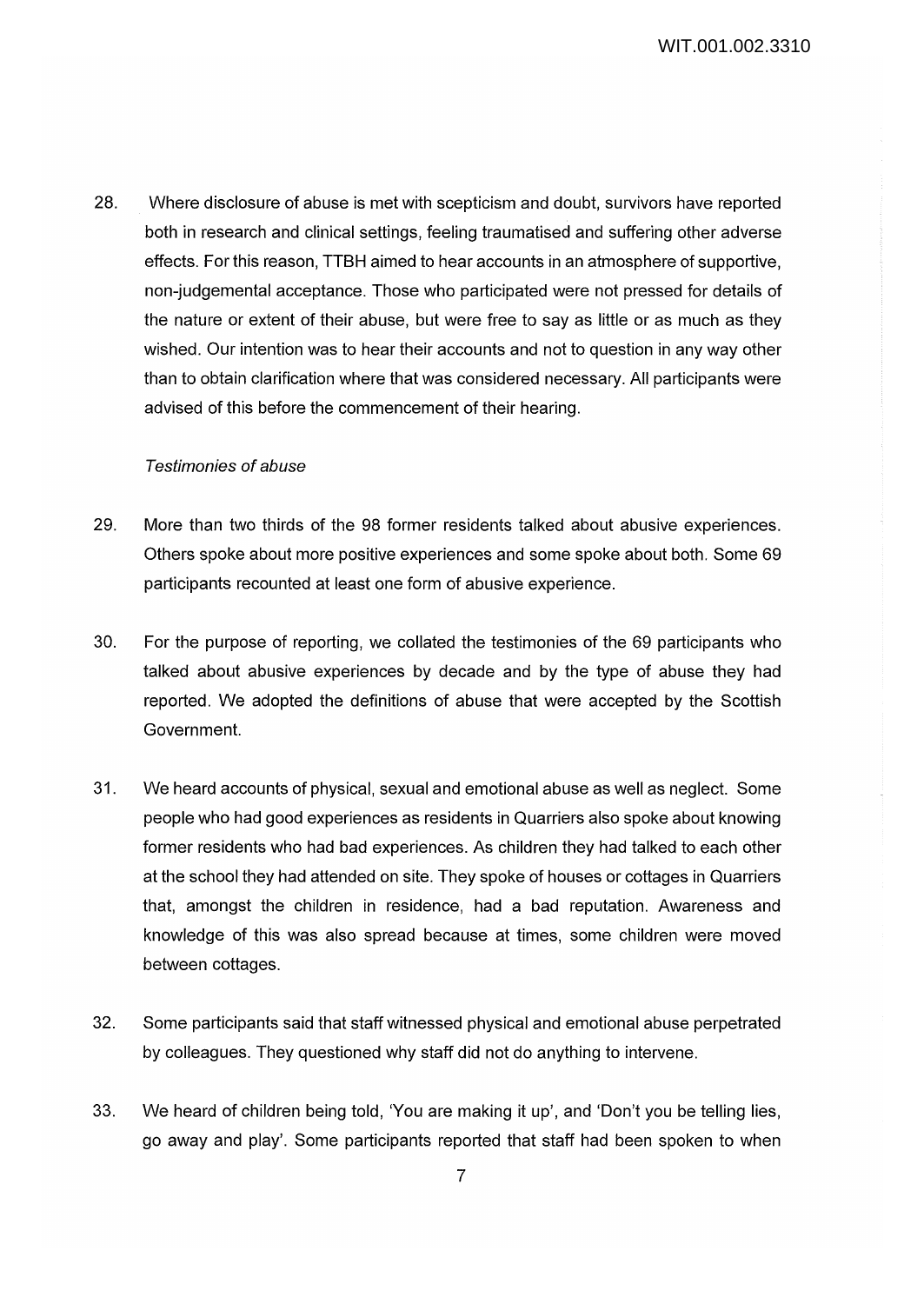28. Where disclosure of abuse is met with scepticism and doubt, survivors have reported both in research and clinical settings, feeling traumatised and suffering other adverse effects. For this reason, TTBH aimed to hear accounts in an atmosphere of supportive, non-judgemental acceptance. Those who participated were not pressed for details of the nature or extent of their abuse, but were free to say as little or as much as they wished. Our intention was to hear their accounts and not to question in any way other than to obtain clarification where that was considered necessary. All participants were advised of this before the commencement of their hearing.

*Testimonies of abuse*

29. More than two thirds of the 98 former residents talked about abusive experiences. Others spoke about more positive experiences and some spoke about both. Some 69 participants recounted at least one form of abusive experience.

30. For the purpose of reporting, we collated the testimonies of the 69 participants who talked about abusive experiences by decade and by the type of abuse they had reported. We adopted the definitions of abuse that were accepted by the Scottish Government.

31. We heard accounts of physical, sexual and emotional abuse as well as neglect. Some people who had good experiences as residents in Quarriers also spoke about knowing former residents who had bad experiences. As children they had talked to each other at the school they had attended on site. They spoke of houses or cottages in Quarriers that, amongst the children in residence, had a bad reputation. Awareness and knowledge of this was also spread because at times, some children were moved between cottages.

32. Some participants said that staff witnessed physical and emotional abuse perpetrated by colleagues. They questioned why staff did not do anything to intervene.

33. We heard of children being told, 'You are making it up', and 'Don't you be telling lies, go away and play'. Some participants reported that staff had been spoken to when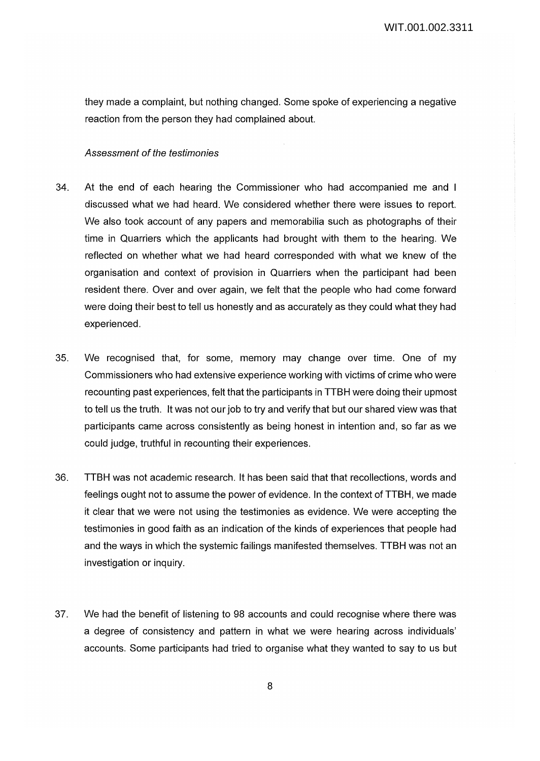they made a complaint, but nothing changed. Some spoke of experiencing a negative reaction from the person they had complained about.

*Assessment of the testimonies*

34. At the end of each hearing the Commissioner who had accompanied me and I discussed what we had heard. We considered whether there were issues to report. We also took account of any papers and memorabilia such as photographs of their time in Quarriers which the applicants had brought with them to the hearing. We reflected on whether what we had heard corresponded with what we knew of the organisation and context of provision in Quarriers when the participant had been resident there. Over and over again, we felt that the people who had come forward were doing their best to tell us honestly and as accurately as they could what they had experienced.

35. We recognised that, for some, memory may change over time. One of my Commissioners who had extensive experience working with victims of crime who were recounting past experiences, felt that the participants in TTBH were doing their upmost to tell us the truth. It was not our job to try and verify that but our shared view was that participants came across consistently as being honest in intention and, so far as we could judge, truthful in recounting their experiences.

36. TTBH was not academic research. It has been said that that recollections, words and feelings ought not to assume the power of evidence. In the context of TTBH, we made it clear that we were not using the testimonies as evidence. We were accepting the testimonies in good faith as an indication of the kinds of experiences that people had and the ways in which the systemic failings manifested themselves. TTBH was not an investigation or inquiry.

37. We had the benefit of listening to 98 accounts and could recognise where there was a degree of consistency and pattern in what we were hearing across individuals' accounts. Some participants had tried to organise what they wanted to say to us but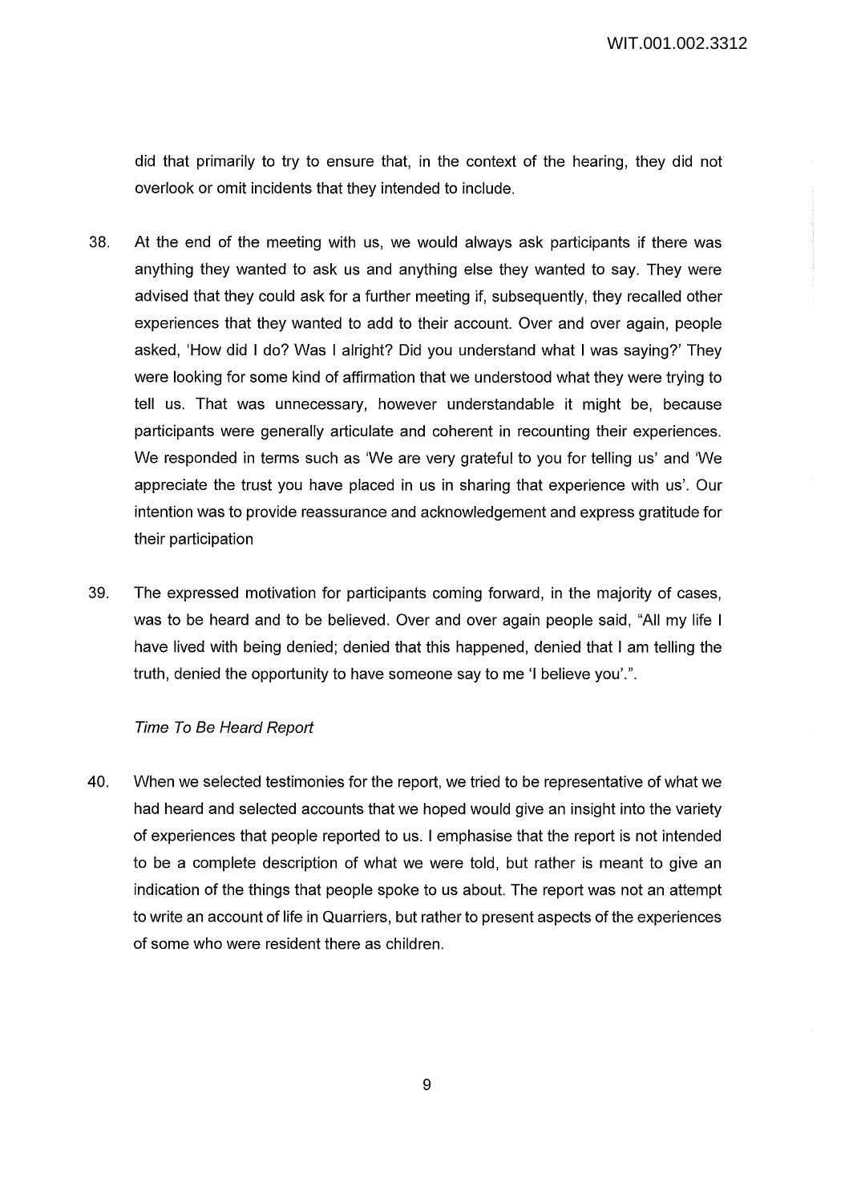did that primarily to try to ensure that, in the context of the hearing, they did not overlook or omit incidents that they intended to include.

38. At the end of the meeting with us, we would always ask participants if there was anything they wanted to ask us and anything else they wanted to say. They were advised that they could ask for a further meeting if, subsequently, they recalled other experiences that they wanted to add to their account. Over and over again, people asked, 'How did I do? Was I alright? Did you understand what I was saying?' They were looking for some kind of affirmation that we understood what they were trying to tell us. That was unnecessary, however understandable it might be, because participants were generally articulate and coherent in recounting their experiences. We responded in terms such as 'We are very grateful to you for telling us' and 'We appreciate the trust you have placed in us in sharing that experience with us'. Our intention was to provide reassurance and acknowledgement and express gratitude for their participation

39. The expressed motivation for participants coming forward, in the majority of cases, was to be heard and to be believed. Over and over again people said, "All my life I have lived with being denied; denied that this happened, denied that I am telling the truth, denied the opportunity to have someone say to me 'I believe you'.".

*Time To Be Heard Report*

40. When we selected testimonies for the report, we tried to be representative of what we had heard and selected accounts that we hoped would give an insight into the variety of experiences that people reported to us. I emphasise that the report is not intended to be a complete description of what we were told, but rather is meant to give an indication of the things that people spoke to us about. The report was not an attempt to write an account of life in Quarriers, but rather to present aspects of the experiences of some who were resident there as children.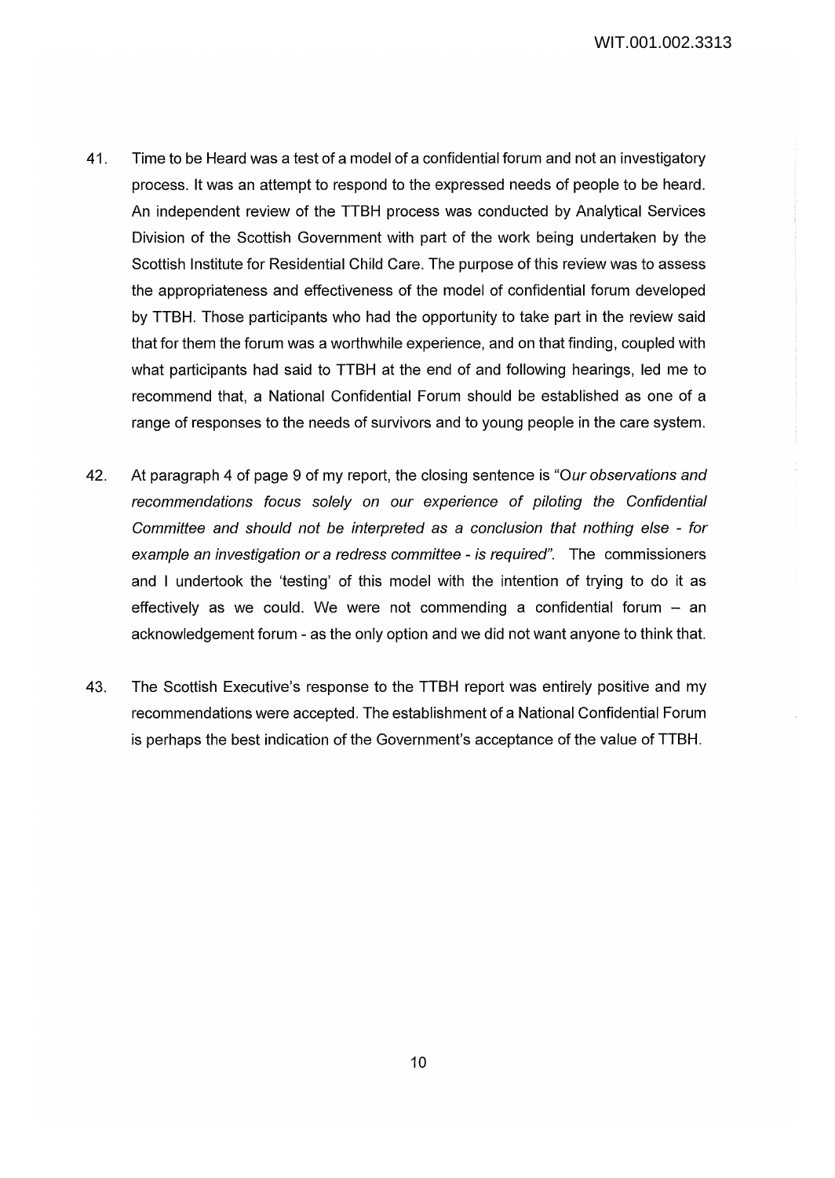41. Time to be Heard was a test of a model of a confidential forum and not an investigatory process. It was an attempt to respond to the expressed needs of people to be heard. An independent review of the TTBH process was conducted by Analytical Services Division of the Scottish Government with part of the work being undertaken by the Scottish Institute for Residential Child Care. The purpose of this review was to assess the appropriateness and effectiveness of the model of confidential forum developed by TTBH. Those participants who had the opportunity to take part in the review said that for them the forum was a worthwhile experience, and on that finding, coupled with what participants had said to TTBH at the end of and following hearings, led me to recommend that, a National Confidential Forum should be established as one of a range of responses to the needs of survivors and to young people in the care system.

42. At paragraph 4 of page 9 of my report, the closing sentence is "*Our observations and recommendations focus solely on our experience of piloting the Confidential Committee and should not be interpreted as a conclusion that nothing else - for example an investigation or a redress committee - is required*". The commissioners and I undertook the 'testing' of this model with the intention of trying to do it as effectively as we could. We were not commending a confidential forum – an acknowledgement forum - as the only option and we did not want anyone to think that.

43. The Scottish Executive's response to the TTBH report was entirely positive and my recommendations were accepted. The establishment of a National Confidential Forum is perhaps the best indication of the Government's acceptance of the value of TTBH.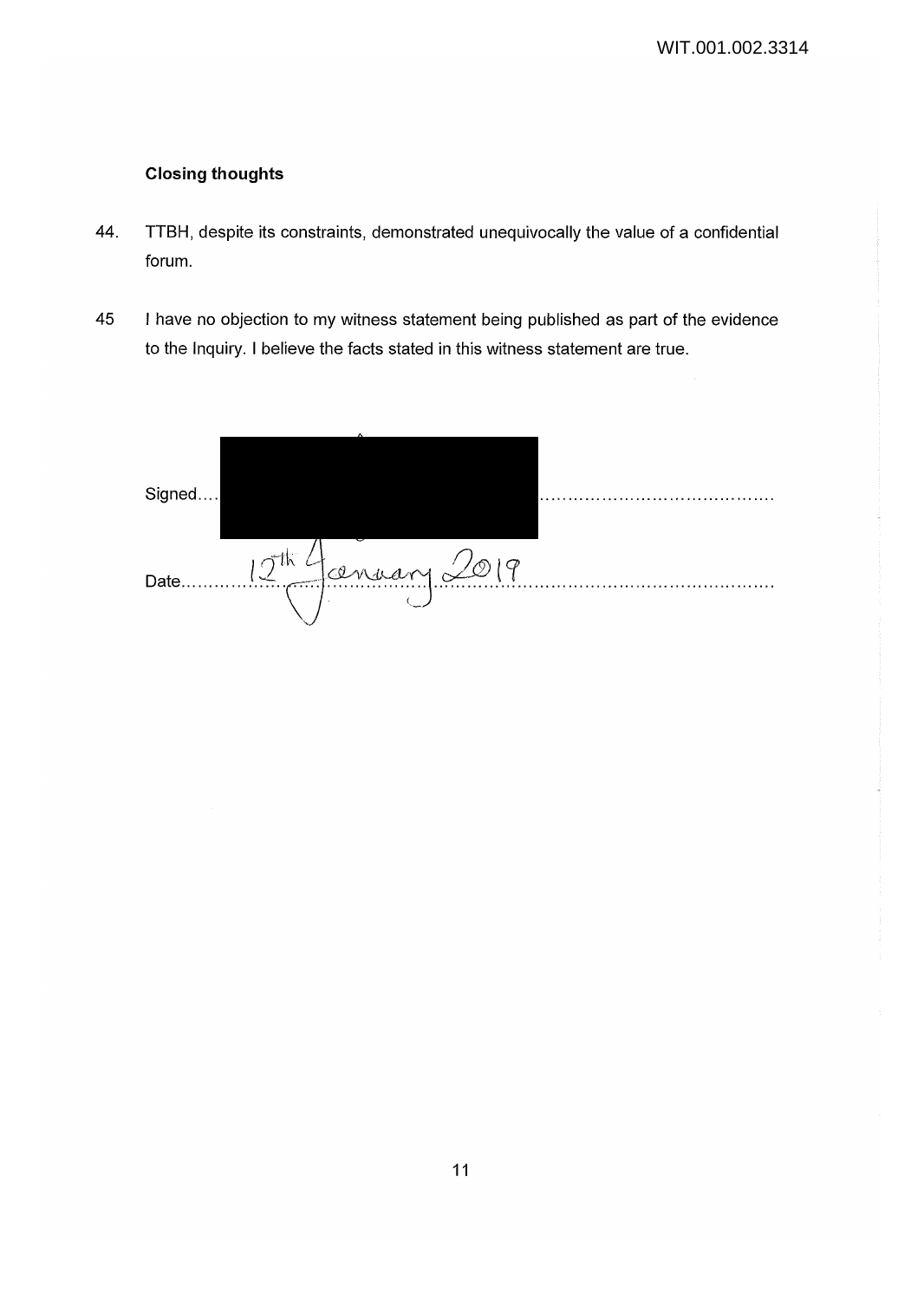### Closing thoughts

44. TTBH, despite its constraints, demonstrated unequivocally the value of a confidential forum.

45 I have no objection to my witness statement being published as part of the evidence to the Inquiry. I believe the facts stated in this witness statement are true.

Signed............................................................

Date....12th January 2019....................................................